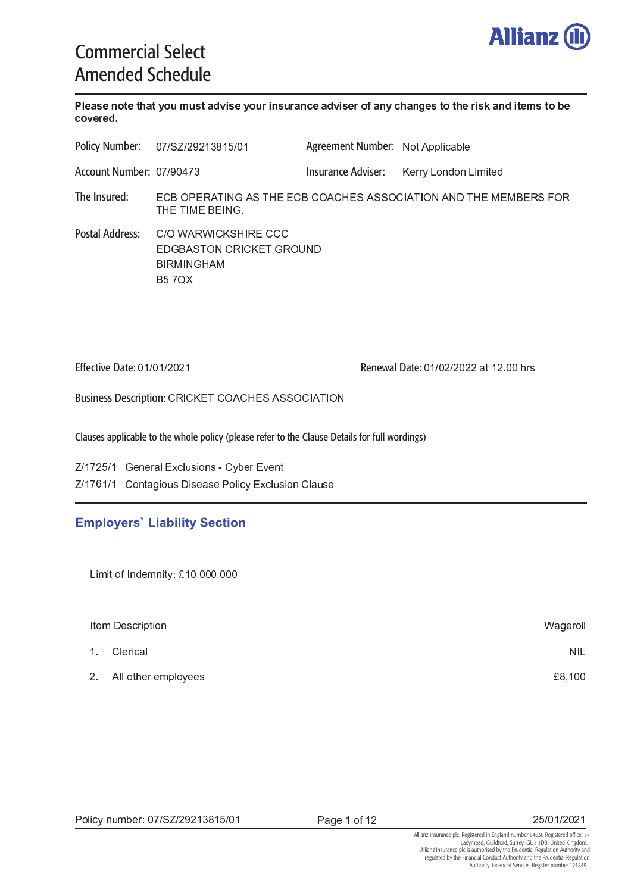# Commercial Select Amended Schedule

Allianz

**Please note that you must advise your insurance adviser of any changes to the risk and items to be covered.**

| | | | |
|---|---|---|---|
| Policy Number: | 07/SZ/29213815/01 | Agreement Number: | Not Applicable |
| Account Number: | 07/90473 | Insurance Adviser: | Kerry London Limited |

**The Insured:** ECB OPERATING AS THE ECB COACHES ASSOCIATION AND THE MEMBERS FOR THE TIME BEING.

**Postal Address:**
C/O WARWICKSHIRE CCC
EDGBASTON CRICKET GROUND
BIRMINGHAM
B5 7QX

**Effective Date:** 01/01/2021

**Renewal Date:** 01/02/2022 at 12.00 hrs

**Business Description:** CRICKET COACHES ASSOCIATION

Clauses applicable to the whole policy (please refer to the Clause Details for full wordings)

Z/1725/1 General Exclusions - Cyber Event
Z/1761/1 Contagious Disease Policy Exclusion Clause

## Employers` Liability Section

Limit of Indemnity: £10,000,000

| Item Description | Wageroll |
|---|---|
| 1. Clerical | NIL |
| 2. All other employees | £8,100 |

25/01/2021

Allianz Insurance plc. Registered in England number 84638 Registered office. 57 Ladymead, Guildford, Surrey, GU1 1DB, United Kingdom. Allianz Insurance plc is authorised by the Prudential Regulation Authority and regulated by the Financial Conduct Authority and the Prudential Regulation Authority. Financial Services Register number 121849.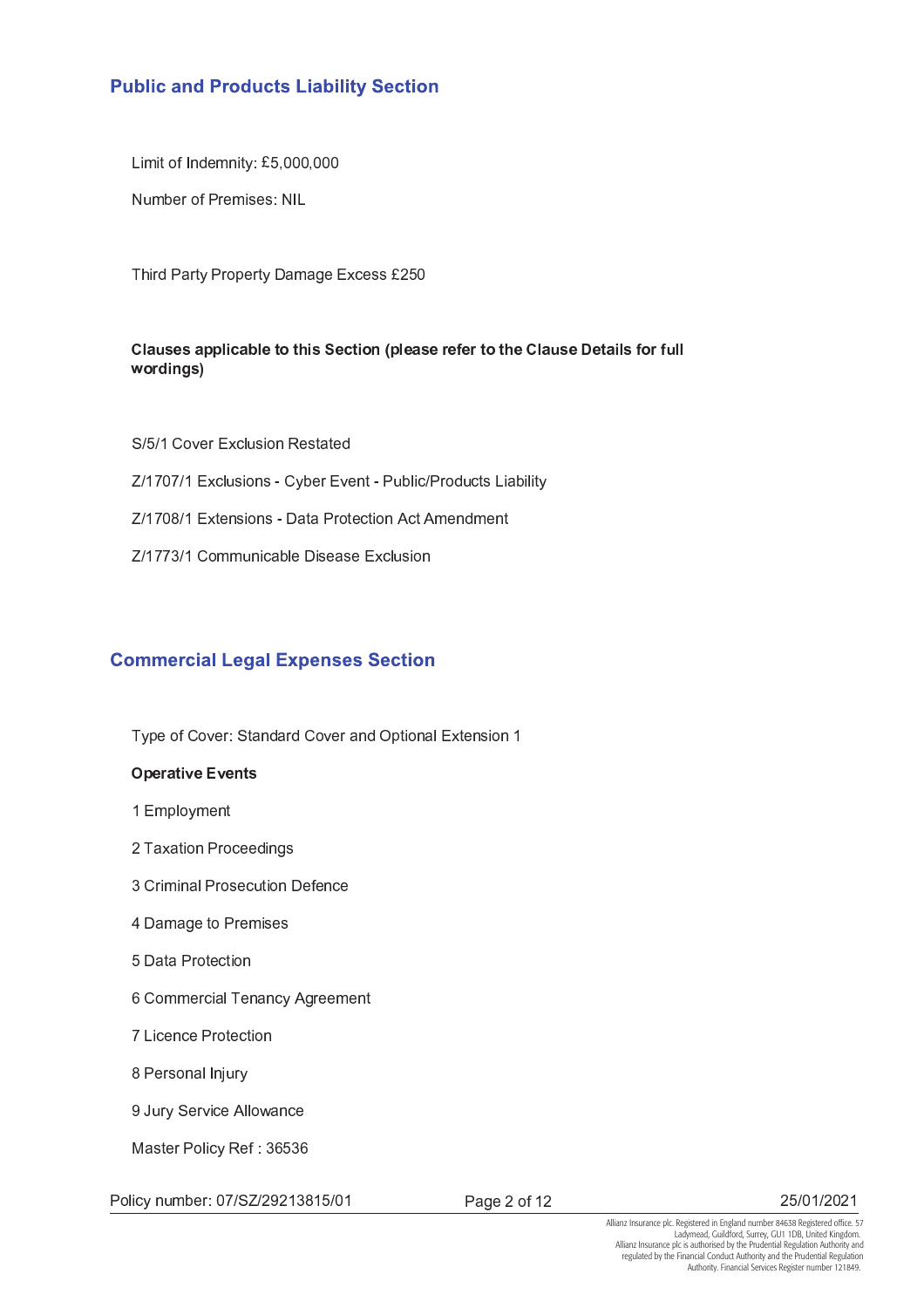## Public and Products Liability Section

Limit of Indemnity: £5,000,000

Number of Premises: NIL

Third Party Property Damage Excess £250

**Clauses applicable to this Section (please refer to the Clause Details for full wordings)**

S/5/1 Cover Exclusion Restated

Z/1707/1 Exclusions - Cyber Event - Public/Products Liability

Z/1708/1 Extensions - Data Protection Act Amendment

Z/1773/1 Communicable Disease Exclusion

## Commercial Legal Expenses Section

Type of Cover: Standard Cover and Optional Extension 1

**Operative Events**

1 Employment

2 Taxation Proceedings

3 Criminal Prosecution Defence

4 Damage to Premises

5 Data Protection

6 Commercial Tenancy Agreement

7 Licence Protection

8 Personal Injury

9 Jury Service Allowance

Master Policy Ref : 36536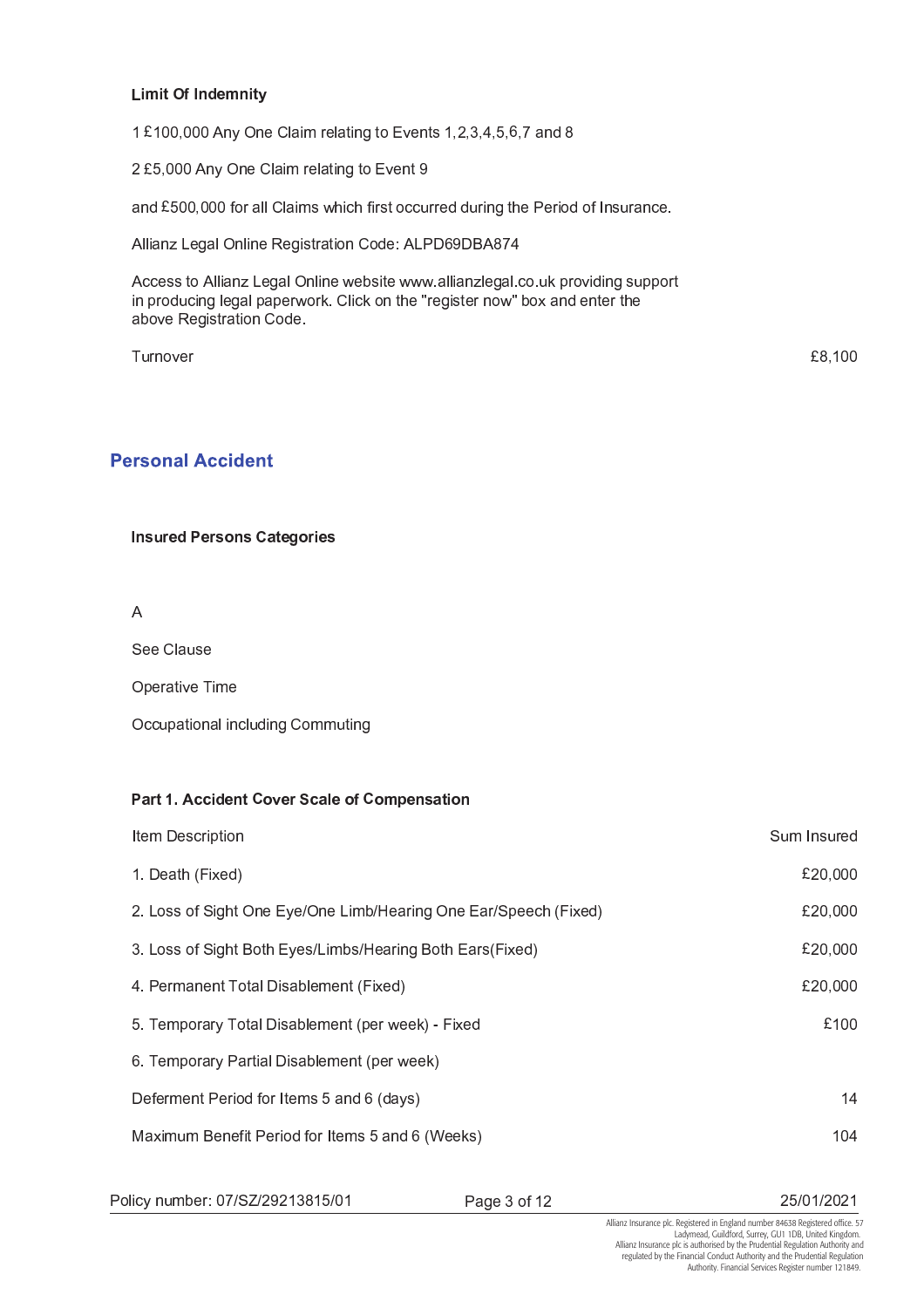### Limit Of Indemnity

1 £100,000 Any One Claim relating to Events 1,2,3,4,5,6,7 and 8

2 £5,000 Any One Claim relating to Event 9

and £500,000 for all Claims which first occurred during the Period of Insurance.

Allianz Legal Online Registration Code: ALPD69DBA874

Access to Allianz Legal Online website www.allianzlegal.co.uk providing support in producing legal paperwork. Click on the "register now" box and enter the above Registration Code.

| Turnover | £8,100 |
|---|---|

## Personal Accident

### Insured Persons Categories

A

See Clause

Operative Time

Occupational including Commuting

### Part 1. Accident Cover Scale of Compensation

| Item Description | Sum Insured |
|---|---|
| 1. Death (Fixed) | £20,000 |
| 2. Loss of Sight One Eye/One Limb/Hearing One Ear/Speech (Fixed) | £20,000 |
| 3. Loss of Sight Both Eyes/Limbs/Hearing Both Ears(Fixed) | £20,000 |
| 4. Permanent Total Disablement (Fixed) | £20,000 |
| 5. Temporary Total Disablement (per week) - Fixed | £100 |
| 6. Temporary Partial Disablement (per week) | |
| Deferment Period for Items 5 and 6 (days) | 14 |
| Maximum Benefit Period for Items 5 and 6 (Weeks) | 104 |

Policy number: 07/SZ/29213815/01

25/01/2021

Allianz Insurance plc. Registered in England number 84638 Registered office. 57 Ladymead, Guildford, Surrey, GU1 1DB, United Kingdom. Allianz Insurance plc is authorised by the Prudential Regulation Authority and regulated by the Financial Conduct Authority and the Prudential Regulation Authority. Financial Services Register number 121849.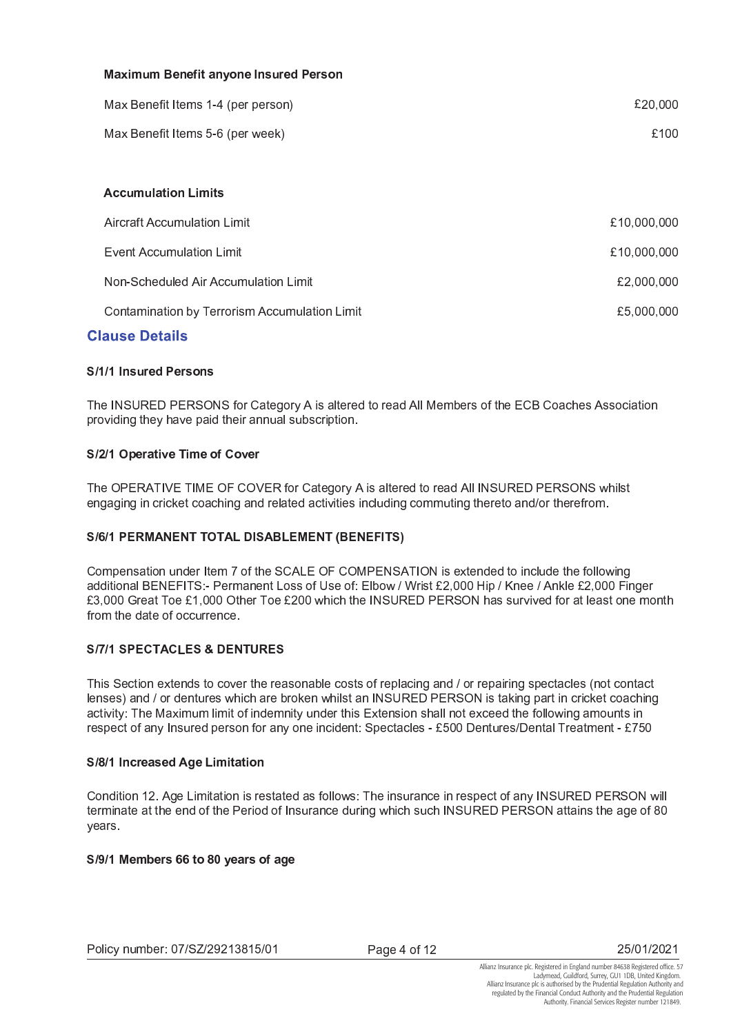**Maximum Benefit anyone Insured Person**

| | |
|---|---|
| Max Benefit Items 1-4 (per person) | £20,000 |
| Max Benefit Items 5-6 (per week) | £100 |

**Accumulation Limits**

| | |
|---|---|
| Aircraft Accumulation Limit | £10,000,000 |
| Event Accumulation Limit | £10,000,000 |
| Non-Scheduled Air Accumulation Limit | £2,000,000 |
| Contamination by Terrorism Accumulation Limit | £5,000,000 |

## Clause Details

**S/1/1 Insured Persons**

The INSURED PERSONS for Category A is altered to read All Members of the ECB Coaches Association providing they have paid their annual subscription.

**S/2/1 Operative Time of Cover**

The OPERATIVE TIME OF COVER for Category A is altered to read All INSURED PERSONS whilst engaging in cricket coaching and related activities including commuting thereto and/or therefrom.

**S/6/1 PERMANENT TOTAL DISABLEMENT (BENEFITS)**

Compensation under Item 7 of the SCALE OF COMPENSATION is extended to include the following additional BENEFITS:- Permanent Loss of Use of: Elbow / Wrist £2,000 Hip / Knee / Ankle £2,000 Finger £3,000 Great Toe £1,000 Other Toe £200 which the INSURED PERSON has survived for at least one month from the date of occurrence.

**S/7/1 SPECTACLES & DENTURES**

This Section extends to cover the reasonable costs of replacing and / or repairing spectacles (not contact lenses) and / or dentures which are broken whilst an INSURED PERSON is taking part in cricket coaching activity: The Maximum limit of indemnity under this Extension shall not exceed the following amounts in respect of any Insured person for any one incident: Spectacles - £500 Dentures/Dental Treatment - £750

**S/8/1 Increased Age Limitation**

Condition 12. Age Limitation is restated as follows: The insurance in respect of any INSURED PERSON will terminate at the end of the Period of Insurance during which such INSURED PERSON attains the age of 80 years.

**S/9/1 Members 66 to 80 years of age**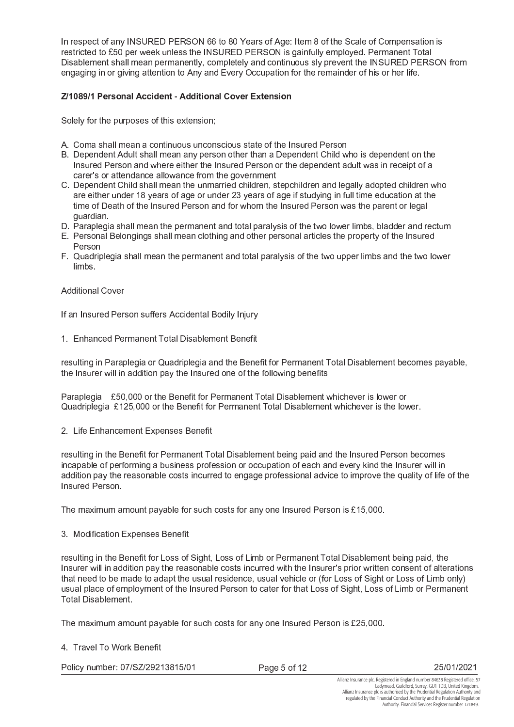In respect of any INSURED PERSON 66 to 80 Years of Age: Item 8 of the Scale of Compensation is restricted to £50 per week unless the INSURED PERSON is gainfully employed. Permanent Total Disablement shall mean permanently, completely and continuous sly prevent the INSURED PERSON from engaging in or giving attention to Any and Every Occupation for the remainder of his or her life.

**Z/1089/1 Personal Accident - Additional Cover Extension**

Solely for the purposes of this extension;

A. Coma shall mean a continuous unconscious state of the Insured Person
B. Dependent Adult shall mean any person other than a Dependent Child who is dependent on the Insured Person and where either the Insured Person or the dependent adult was in receipt of a carer's or attendance allowance from the government
C. Dependent Child shall mean the unmarried children, stepchildren and legally adopted children who are either under 18 years of age or under 23 years of age if studying in full time education at the time of Death of the Insured Person and for whom the Insured Person was the parent or legal guardian.
D. Paraplegia shall mean the permanent and total paralysis of the two lower limbs, bladder and rectum
E. Personal Belongings shall mean clothing and other personal articles the property of the Insured Person
F. Quadriplegia shall mean the permanent and total paralysis of the two upper limbs and the two lower limbs.

Additional Cover

If an Insured Person suffers Accidental Bodily Injury

1. Enhanced Permanent Total Disablement Benefit

resulting in Paraplegia or Quadriplegia and the Benefit for Permanent Total Disablement becomes payable, the Insurer will in addition pay the Insured one of the following benefits

Paraplegia £50,000 or the Benefit for Permanent Total Disablement whichever is lower or
Quadriplegia £125,000 or the Benefit for Permanent Total Disablement whichever is the lower.

2. Life Enhancement Expenses Benefit

resulting in the Benefit for Permanent Total Disablement being paid and the Insured Person becomes incapable of performing a business profession or occupation of each and every kind the Insurer will in addition pay the reasonable costs incurred to engage professional advice to improve the quality of life of the Insured Person.

The maximum amount payable for such costs for any one Insured Person is £15,000.

3. Modification Expenses Benefit

resulting in the Benefit for Loss of Sight, Loss of Limb or Permanent Total Disablement being paid, the Insurer will in addition pay the reasonable costs incurred with the Insurer's prior written consent of alterations that need to be made to adapt the usual residence, usual vehicle or (for Loss of Sight or Loss of Limb only) usual place of employment of the Insured Person to cater for that Loss of Sight, Loss of Limb or Permanent Total Disablement.

The maximum amount payable for such costs for any one Insured Person is £25,000.

4. Travel To Work Benefit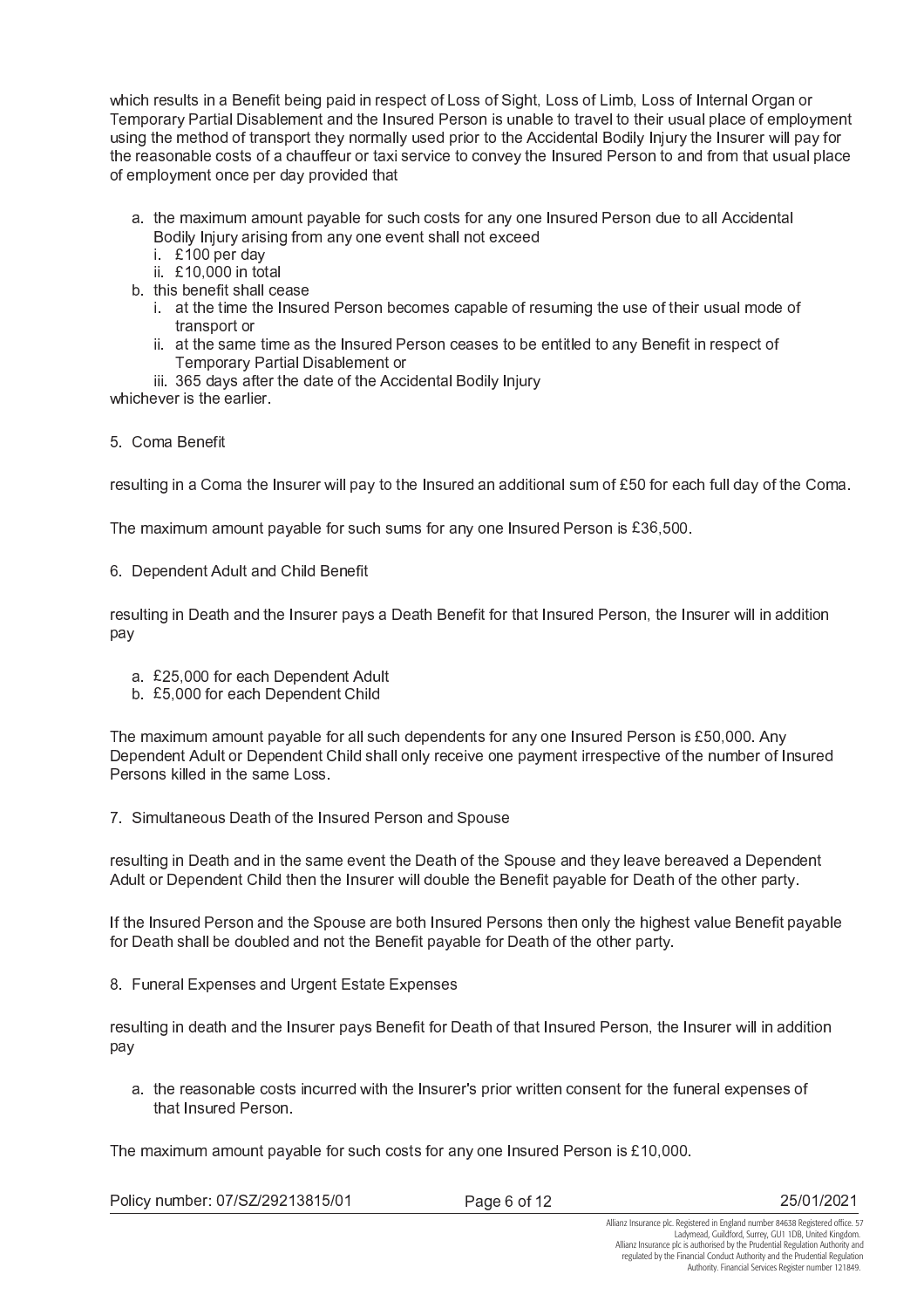which results in a Benefit being paid in respect of Loss of Sight, Loss of Limb, Loss of Internal Organ or Temporary Partial Disablement and the Insured Person is unable to travel to their usual place of employment using the method of transport they normally used prior to the Accidental Bodily Injury the Insurer will pay for the reasonable costs of a chauffeur or taxi service to convey the Insured Person to and from that usual place of employment once per day provided that

a. the maximum amount payable for such costs for any one Insured Person due to all Accidental Bodily Injury arising from any one event shall not exceed
   i. £100 per day
   ii. £10,000 in total
b. this benefit shall cease
   i. at the time the Insured Person becomes capable of resuming the use of their usual mode of transport or
   ii. at the same time as the Insured Person ceases to be entitled to any Benefit in respect of Temporary Partial Disablement or
   iii. 365 days after the date of the Accidental Bodily Injury

whichever is the earlier.

5. Coma Benefit

resulting in a Coma the Insurer will pay to the Insured an additional sum of £50 for each full day of the Coma.

The maximum amount payable for such sums for any one Insured Person is £36,500.

6. Dependent Adult and Child Benefit

resulting in Death and the Insurer pays a Death Benefit for that Insured Person, the Insurer will in addition pay

a. £25,000 for each Dependent Adult
b. £5,000 for each Dependent Child

The maximum amount payable for all such dependents for any one Insured Person is £50,000. Any Dependent Adult or Dependent Child shall only receive one payment irrespective of the number of Insured Persons killed in the same Loss.

7. Simultaneous Death of the Insured Person and Spouse

resulting in Death and in the same event the Death of the Spouse and they leave bereaved a Dependent Adult or Dependent Child then the Insurer will double the Benefit payable for Death of the other party.

If the Insured Person and the Spouse are both Insured Persons then only the highest value Benefit payable for Death shall be doubled and not the Benefit payable for Death of the other party.

8. Funeral Expenses and Urgent Estate Expenses

resulting in death and the Insurer pays Benefit for Death of that Insured Person, the Insurer will in addition pay

a. the reasonable costs incurred with the Insurer's prior written consent for the funeral expenses of that Insured Person.

The maximum amount payable for such costs for any one Insured Person is £10,000.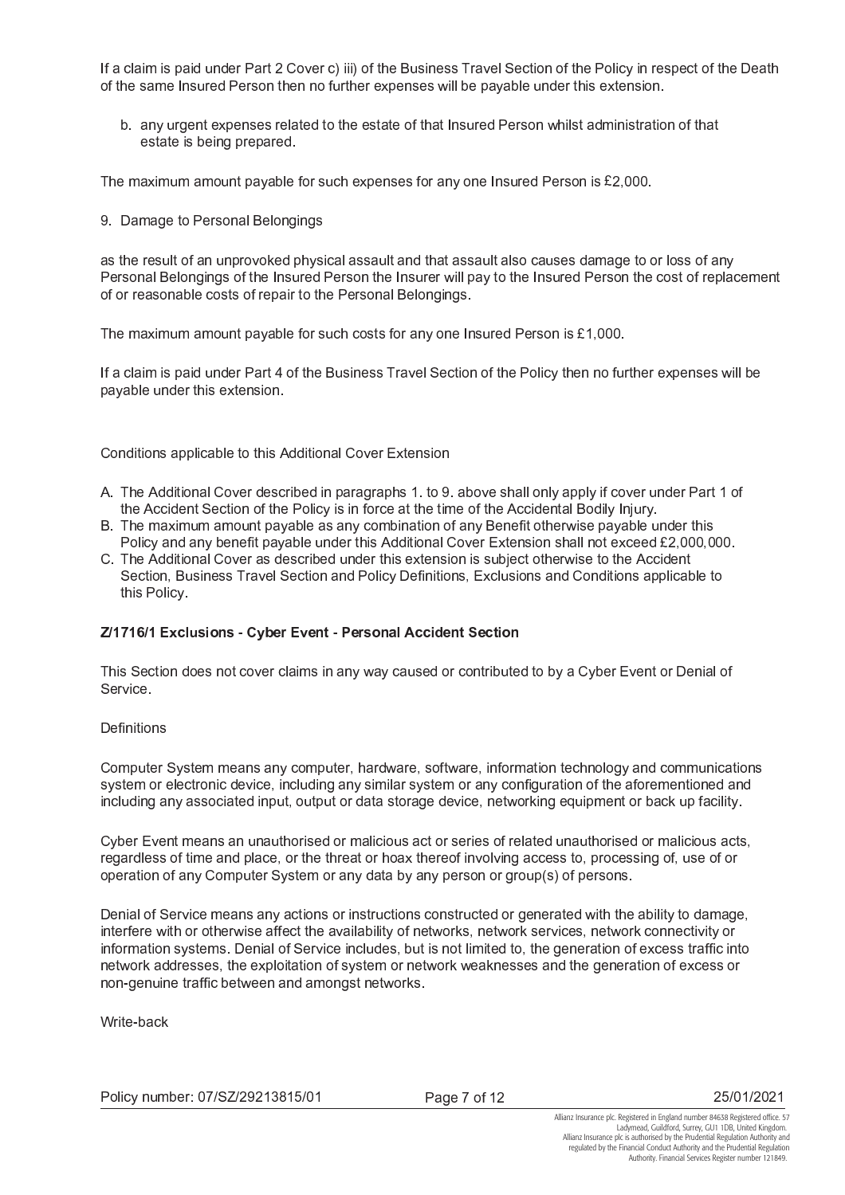If a claim is paid under Part 2 Cover c) iii) of the Business Travel Section of the Policy in respect of the Death of the same Insured Person then no further expenses will be payable under this extension.

b. any urgent expenses related to the estate of that Insured Person whilst administration of that estate is being prepared.

The maximum amount payable for such expenses for any one Insured Person is £2,000.

9. Damage to Personal Belongings

as the result of an unprovoked physical assault and that assault also causes damage to or loss of any Personal Belongings of the Insured Person the Insurer will pay to the Insured Person the cost of replacement of or reasonable costs of repair to the Personal Belongings.

The maximum amount payable for such costs for any one Insured Person is £1,000.

If a claim is paid under Part 4 of the Business Travel Section of the Policy then no further expenses will be payable under this extension.

Conditions applicable to this Additional Cover Extension

A. The Additional Cover described in paragraphs 1. to 9. above shall only apply if cover under Part 1 of the Accident Section of the Policy is in force at the time of the Accidental Bodily Injury.
B. The maximum amount payable as any combination of any Benefit otherwise payable under this Policy and any benefit payable under this Additional Cover Extension shall not exceed £2,000,000.
C. The Additional Cover as described under this extension is subject otherwise to the Accident Section, Business Travel Section and Policy Definitions, Exclusions and Conditions applicable to this Policy.

**Z/1716/1 Exclusions - Cyber Event - Personal Accident Section**

This Section does not cover claims in any way caused or contributed to by a Cyber Event or Denial of Service.

Definitions

Computer System means any computer, hardware, software, information technology and communications system or electronic device, including any similar system or any configuration of the aforementioned and including any associated input, output or data storage device, networking equipment or back up facility.

Cyber Event means an unauthorised or malicious act or series of related unauthorised or malicious acts, regardless of time and place, or the threat or hoax thereof involving access to, processing of, use of or operation of any Computer System or any data by any person or group(s) of persons.

Denial of Service means any actions or instructions constructed or generated with the ability to damage, interfere with or otherwise affect the availability of networks, network services, network connectivity or information systems. Denial of Service includes, but is not limited to, the generation of excess traffic into network addresses, the exploitation of system or network weaknesses and the generation of excess or non-genuine traffic between and amongst networks.

Write-back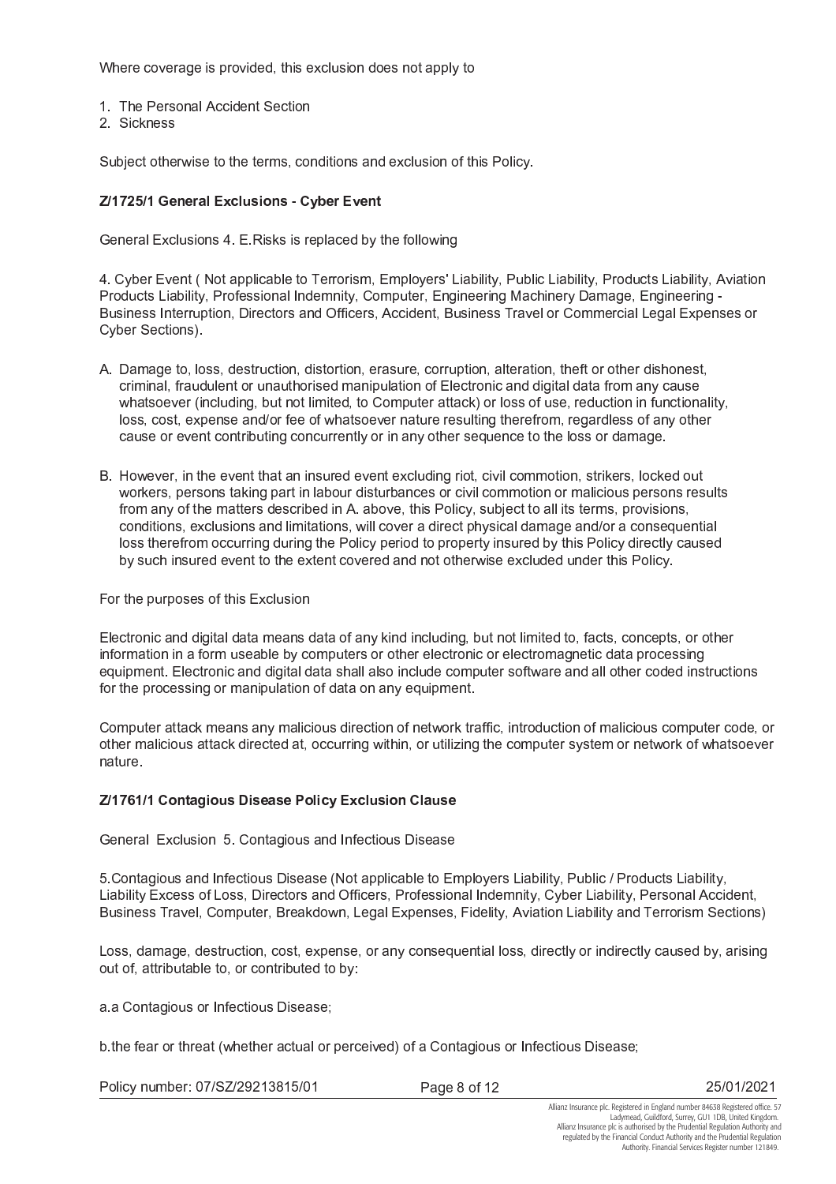Where coverage is provided, this exclusion does not apply to

1. The Personal Accident Section
2. Sickness

Subject otherwise to the terms, conditions and exclusion of this Policy.

**Z/1725/1 General Exclusions - Cyber Event**

General Exclusions 4. E.Risks is replaced by the following

4. Cyber Event ( Not applicable to Terrorism, Employers' Liability, Public Liability, Products Liability, Aviation Products Liability, Professional Indemnity, Computer, Engineering Machinery Damage, Engineering - Business Interruption, Directors and Officers, Accident, Business Travel or Commercial Legal Expenses or Cyber Sections).

A. Damage to, loss, destruction, distortion, erasure, corruption, alteration, theft or other dishonest, criminal, fraudulent or unauthorised manipulation of Electronic and digital data from any cause whatsoever (including, but not limited, to Computer attack) or loss of use, reduction in functionality, loss, cost, expense and/or fee of whatsoever nature resulting therefrom, regardless of any other cause or event contributing concurrently or in any other sequence to the loss or damage.

B. However, in the event that an insured event excluding riot, civil commotion, strikers, locked out workers, persons taking part in labour disturbances or civil commotion or malicious persons results from any of the matters described in A. above, this Policy, subject to all its terms, provisions, conditions, exclusions and limitations, will cover a direct physical damage and/or a consequential loss therefrom occurring during the Policy period to property insured by this Policy directly caused by such insured event to the extent covered and not otherwise excluded under this Policy.

For the purposes of this Exclusion

Electronic and digital data means data of any kind including, but not limited to, facts, concepts, or other information in a form useable by computers or other electronic or electromagnetic data processing equipment. Electronic and digital data shall also include computer software and all other coded instructions for the processing or manipulation of data on any equipment.

Computer attack means any malicious direction of network traffic, introduction of malicious computer code, or other malicious attack directed at, occurring within, or utilizing the computer system or network of whatsoever nature.

**Z/1761/1 Contagious Disease Policy Exclusion Clause**

General Exclusion 5. Contagious and Infectious Disease

5.Contagious and Infectious Disease (Not applicable to Employers Liability, Public / Products Liability, Liability Excess of Loss, Directors and Officers, Professional Indemnity, Cyber Liability, Personal Accident, Business Travel, Computer, Breakdown, Legal Expenses, Fidelity, Aviation Liability and Terrorism Sections)

Loss, damage, destruction, cost, expense, or any consequential loss, directly or indirectly caused by, arising out of, attributable to, or contributed to by:

a.a Contagious or Infectious Disease;

b.the fear or threat (whether actual or perceived) of a Contagious or Infectious Disease;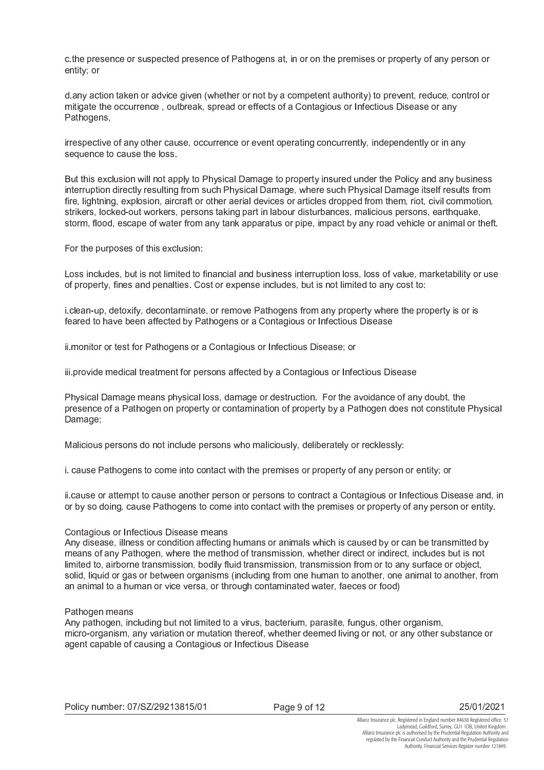c.the presence or suspected presence of Pathogens at, in or on the premises or property of any person or entity; or

d.any action taken or advice given (whether or not by a competent authority) to prevent, reduce, control or mitigate the occurrence , outbreak, spread or effects of a Contagious or Infectious Disease or any Pathogens,

irrespective of any other cause, occurrence or event operating concurrently, independently or in any sequence to cause the loss.

But this exclusion will not apply to Physical Damage to property insured under the Policy and any business interruption directly resulting from such Physical Damage, where such Physical Damage itself results from fire, lightning, explosion, aircraft or other aerial devices or articles dropped from them, riot, civil commotion, strikers, locked-out workers, persons taking part in labour disturbances, malicious persons, earthquake, storm, flood, escape of water from any tank apparatus or pipe, impact by any road vehicle or animal or theft.

For the purposes of this exclusion:

Loss includes, but is not limited to financial and business interruption loss, loss of value, marketability or use of property, fines and penalties. Cost or expense includes, but is not limited to any cost to:

i.clean-up, detoxify, decontaminate, or remove Pathogens from any property where the property is or is feared to have been affected by Pathogens or a Contagious or Infectious Disease

ii.monitor or test for Pathogens or a Contagious or Infectious Disease; or

iii.provide medical treatment for persons affected by a Contagious or Infectious Disease

Physical Damage means physical loss, damage or destruction. For the avoidance of any doubt, the presence of a Pathogen on property or contamination of property by a Pathogen does not constitute Physical Damage;

Malicious persons do not include persons who maliciously, deliberately or recklessly:

i. cause Pathogens to come into contact with the premises or property of any person or entity; or

ii.cause or attempt to cause another person or persons to contract a Contagious or Infectious Disease and, in or by so doing, cause Pathogens to come into contact with the premises or property of any person or entity.

Contagious or Infectious Disease means
Any disease, illness or condition affecting humans or animals which is caused by or can be transmitted by means of any Pathogen, where the method of transmission, whether direct or indirect, includes but is not limited to, airborne transmission, bodily fluid transmission, transmission from or to any surface or object, solid, liquid or gas or between organisms (including from one human to another, one animal to another, from an animal to a human or vice versa, or through contaminated water, faeces or food)

Pathogen means
Any pathogen, including but not limited to a virus, bacterium, parasite, fungus, other organism, micro-organism, any variation or mutation thereof, whether deemed living or not, or any other substance or agent capable of causing a Contagious or Infectious Disease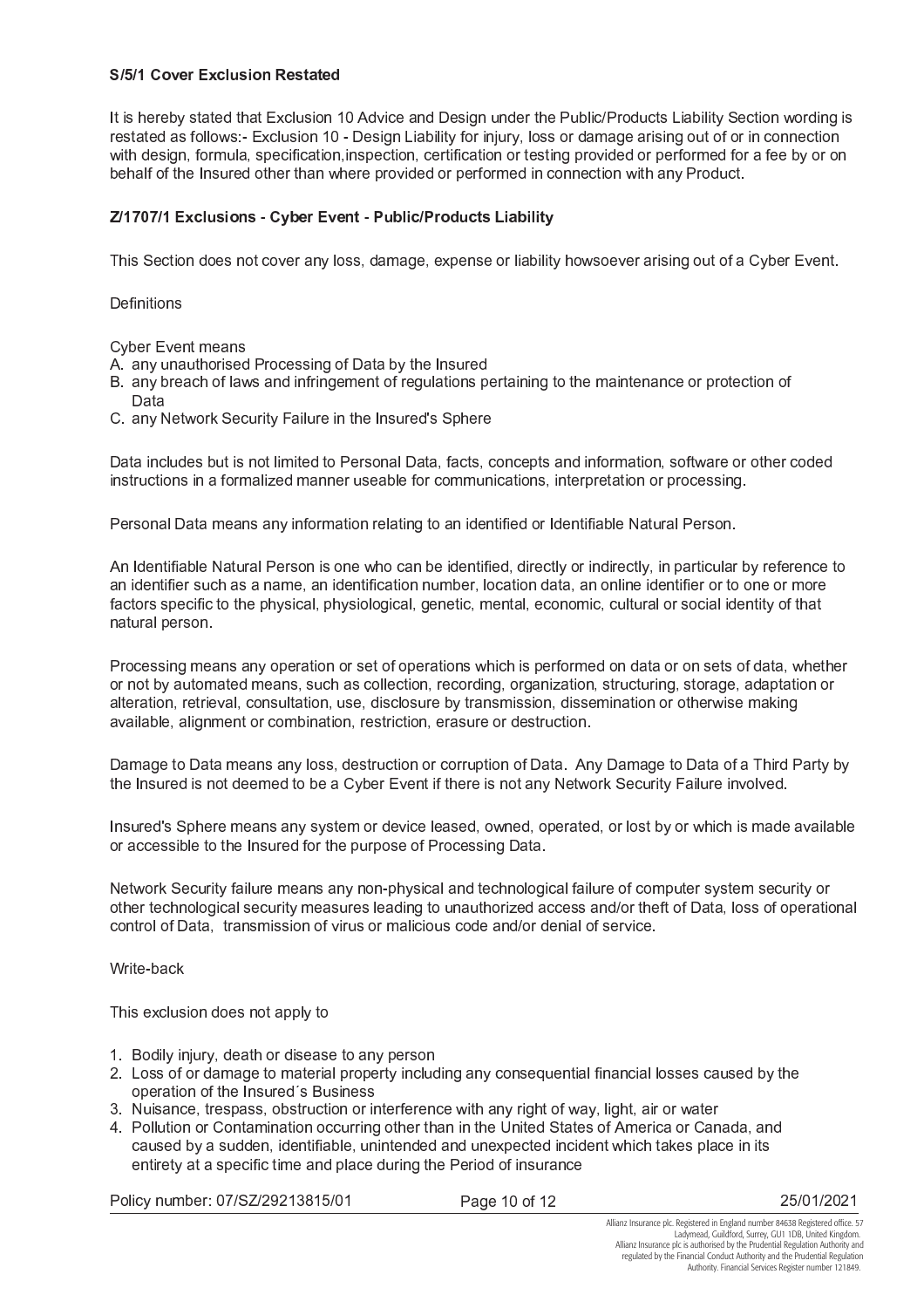### S/5/1 Cover Exclusion Restated

It is hereby stated that Exclusion 10 Advice and Design under the Public/Products Liability Section wording is restated as follows:- Exclusion 10 - Design Liability for injury, loss or damage arising out of or in connection with design, formula, specification,inspection, certification or testing provided or performed for a fee by or on behalf of the Insured other than where provided or performed in connection with any Product.

### Z/1707/1 Exclusions - Cyber Event - Public/Products Liability

This Section does not cover any loss, damage, expense or liability howsoever arising out of a Cyber Event.

Definitions

Cyber Event means

A. any unauthorised Processing of Data by the Insured
B. any breach of laws and infringement of regulations pertaining to the maintenance or protection of Data
C. any Network Security Failure in the Insured's Sphere

Data includes but is not limited to Personal Data, facts, concepts and information, software or other coded instructions in a formalized manner useable for communications, interpretation or processing.

Personal Data means any information relating to an identified or Identifiable Natural Person.

An Identifiable Natural Person is one who can be identified, directly or indirectly, in particular by reference to an identifier such as a name, an identification number, location data, an online identifier or to one or more factors specific to the physical, physiological, genetic, mental, economic, cultural or social identity of that natural person.

Processing means any operation or set of operations which is performed on data or on sets of data, whether or not by automated means, such as collection, recording, organization, structuring, storage, adaptation or alteration, retrieval, consultation, use, disclosure by transmission, dissemination or otherwise making available, alignment or combination, restriction, erasure or destruction.

Damage to Data means any loss, destruction or corruption of Data. Any Damage to Data of a Third Party by the Insured is not deemed to be a Cyber Event if there is not any Network Security Failure involved.

Insured's Sphere means any system or device leased, owned, operated, or lost by or which is made available or accessible to the Insured for the purpose of Processing Data.

Network Security failure means any non-physical and technological failure of computer system security or other technological security measures leading to unauthorized access and/or theft of Data, loss of operational control of Data, transmission of virus or malicious code and/or denial of service.

Write-back

This exclusion does not apply to

1. Bodily injury, death or disease to any person
2. Loss of or damage to material property including any consequential financial losses caused by the operation of the Insured´s Business
3. Nuisance, trespass, obstruction or interference with any right of way, light, air or water
4. Pollution or Contamination occurring other than in the United States of America or Canada, and caused by a sudden, identifiable, unintended and unexpected incident which takes place in its entirety at a specific time and place during the Period of insurance

Policy number: 07/SZ/29213815/01 25/01/2021

Allianz Insurance plc. Registered in England number 84638 Registered office. 57 Ladymead, Guildford, Surrey, GU1 1DB, United Kingdom. Allianz Insurance plc is authorised by the Prudential Regulation Authority and regulated by the Financial Conduct Authority and the Prudential Regulation Authority. Financial Services Register number 121849.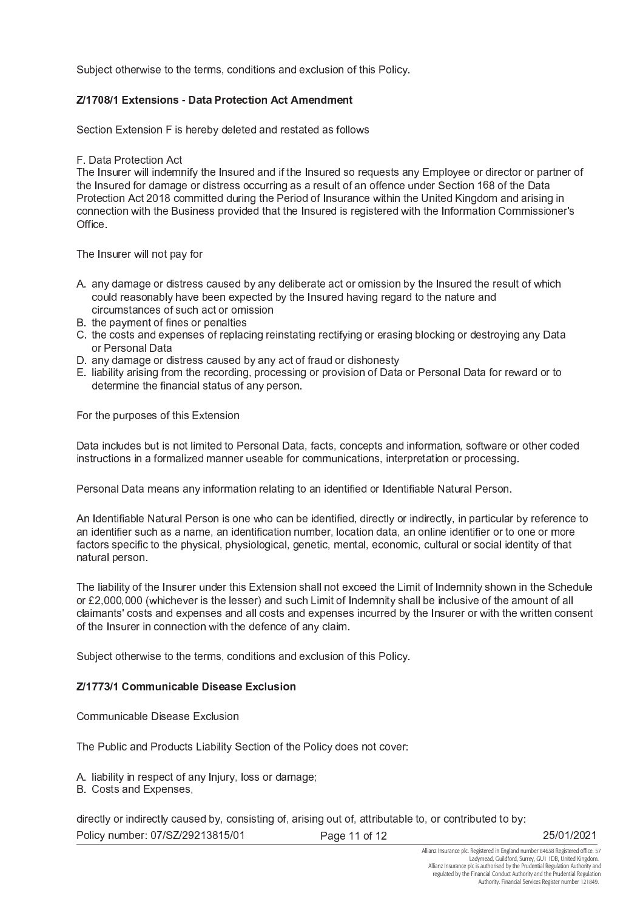Subject otherwise to the terms, conditions and exclusion of this Policy.

**Z/1708/1 Extensions - Data Protection Act Amendment**

Section Extension F is hereby deleted and restated as follows

F. Data Protection Act
The Insurer will indemnify the Insured and if the Insured so requests any Employee or director or partner of the Insured for damage or distress occurring as a result of an offence under Section 168 of the Data Protection Act 2018 committed during the Period of Insurance within the United Kingdom and arising in connection with the Business provided that the Insured is registered with the Information Commissioner's Office.

The Insurer will not pay for

A. any damage or distress caused by any deliberate act or omission by the Insured the result of which could reasonably have been expected by the Insured having regard to the nature and circumstances of such act or omission
B. the payment of fines or penalties
C. the costs and expenses of replacing reinstating rectifying or erasing blocking or destroying any Data or Personal Data
D. any damage or distress caused by any act of fraud or dishonesty
E. liability arising from the recording, processing or provision of Data or Personal Data for reward or to determine the financial status of any person.

For the purposes of this Extension

Data includes but is not limited to Personal Data, facts, concepts and information, software or other coded instructions in a formalized manner useable for communications, interpretation or processing.

Personal Data means any information relating to an identified or Identifiable Natural Person.

An Identifiable Natural Person is one who can be identified, directly or indirectly, in particular by reference to an identifier such as a name, an identification number, location data, an online identifier or to one or more factors specific to the physical, physiological, genetic, mental, economic, cultural or social identity of that natural person.

The liability of the Insurer under this Extension shall not exceed the Limit of Indemnity shown in the Schedule or £2,000,000 (whichever is the lesser) and such Limit of Indemnity shall be inclusive of the amount of all claimants' costs and expenses and all costs and expenses incurred by the Insurer or with the written consent of the Insurer in connection with the defence of any claim.

Subject otherwise to the terms, conditions and exclusion of this Policy.

**Z/1773/1 Communicable Disease Exclusion**

Communicable Disease Exclusion

The Public and Products Liability Section of the Policy does not cover:

A. liability in respect of any Injury, loss or damage;
B. Costs and Expenses,

directly or indirectly caused by, consisting of, arising out of, attributable to, or contributed to by:

Policy number: 07/SZ/29213815/01 25/01/2021

Allianz Insurance plc. Registered in England number 84638 Registered office. 57 Ladymead, Guildford, Surrey, GU1 1DB, United Kingdom. Allianz Insurance plc is authorised by the Prudential Regulation Authority and regulated by the Financial Conduct Authority and the Prudential Regulation Authority. Financial Services Register number 121849.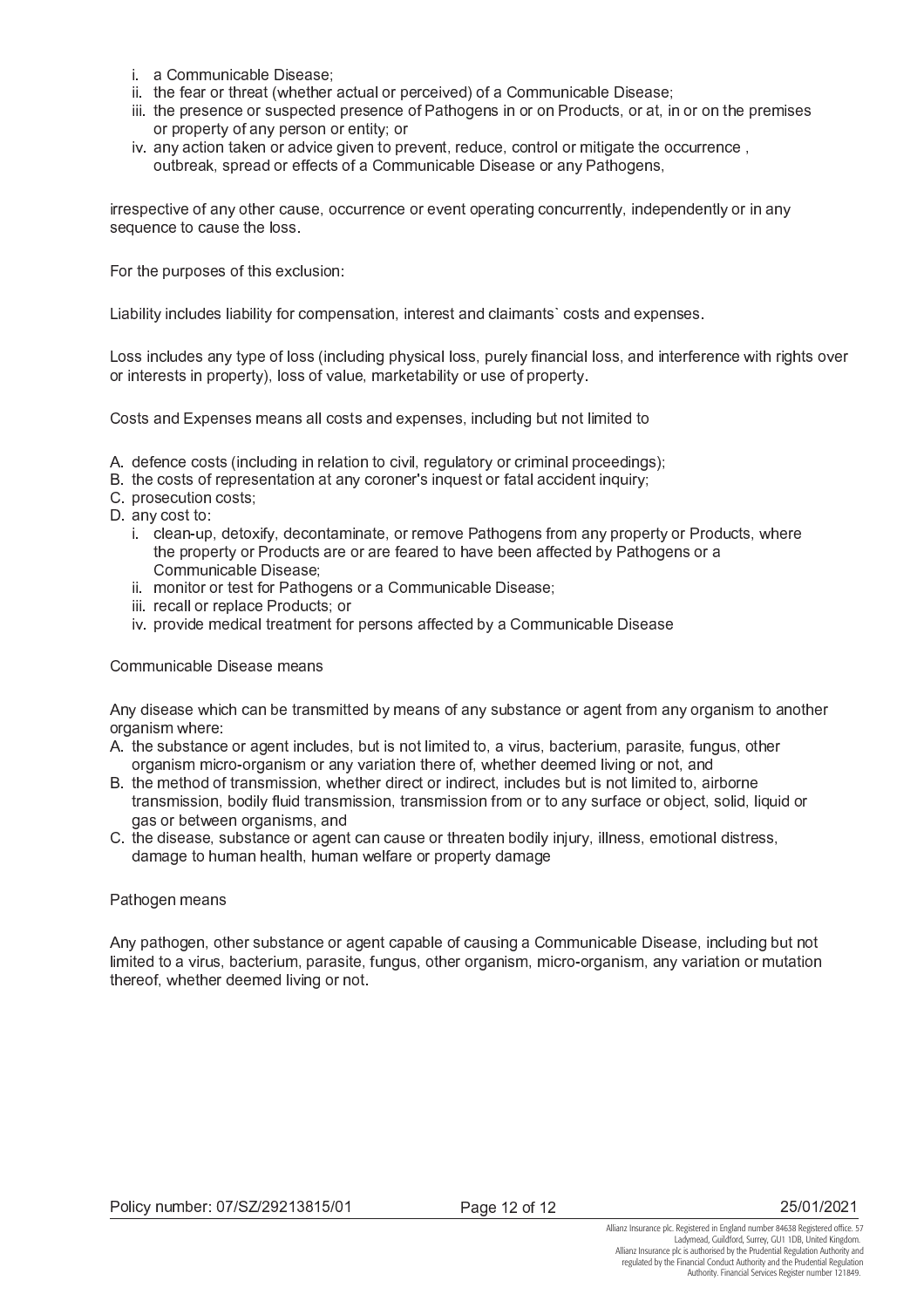i. a Communicable Disease;
ii. the fear or threat (whether actual or perceived) of a Communicable Disease;
iii. the presence or suspected presence of Pathogens in or on Products, or at, in or on the premises or property of any person or entity; or
iv. any action taken or advice given to prevent, reduce, control or mitigate the occurrence , outbreak, spread or effects of a Communicable Disease or any Pathogens,

irrespective of any other cause, occurrence or event operating concurrently, independently or in any sequence to cause the loss.

For the purposes of this exclusion:

Liability includes liability for compensation, interest and claimants` costs and expenses.

Loss includes any type of loss (including physical loss, purely financial loss, and interference with rights over or interests in property), loss of value, marketability or use of property.

Costs and Expenses means all costs and expenses, including but not limited to

A. defence costs (including in relation to civil, regulatory or criminal proceedings);
B. the costs of representation at any coroner's inquest or fatal accident inquiry;
C. prosecution costs;
D. any cost to:
   i. clean-up, detoxify, decontaminate, or remove Pathogens from any property or Products, where the property or Products are or are feared to have been affected by Pathogens or a Communicable Disease;
   ii. monitor or test for Pathogens or a Communicable Disease;
   iii. recall or replace Products; or
   iv. provide medical treatment for persons affected by a Communicable Disease

Communicable Disease means

Any disease which can be transmitted by means of any substance or agent from any organism to another organism where:

A. the substance or agent includes, but is not limited to, a virus, bacterium, parasite, fungus, other organism micro-organism or any variation there of, whether deemed living or not, and
B. the method of transmission, whether direct or indirect, includes but is not limited to, airborne transmission, bodily fluid transmission, transmission from or to any surface or object, solid, liquid or gas or between organisms, and
C. the disease, substance or agent can cause or threaten bodily injury, illness, emotional distress, damage to human health, human welfare or property damage

Pathogen means

Any pathogen, other substance or agent capable of causing a Communicable Disease, including but not limited to a virus, bacterium, parasite, fungus, other organism, micro-organism, any variation or mutation thereof, whether deemed living or not.